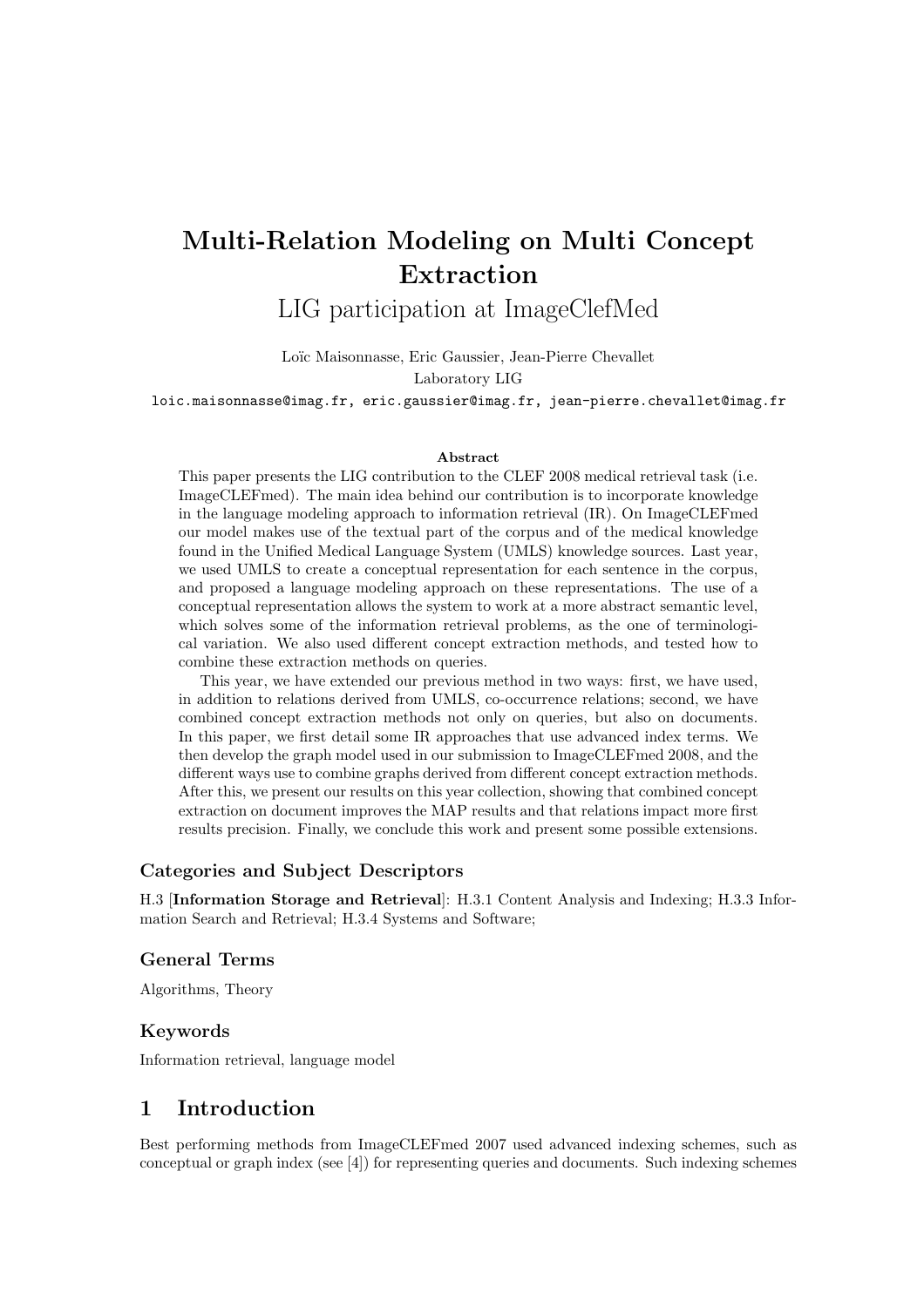# Multi-Relation Modeling on Multi Concept Extraction

LIG participation at ImageClefMed

Loïc Maisonnasse, Eric Gaussier, Jean-Pierre Chevallet
Laboratory LIG
loic.maisonnasse@imag.fr, eric.gaussier@imag.fr, jean-pierre.chevallet@imag.fr

### Abstract

This paper presents the LIG contribution to the CLEF 2008 medical retrieval task (i.e. ImageCLEFmed). The main idea behind our contribution is to incorporate knowledge in the language modeling approach to information retrieval (IR). On ImageCLEFmed our model makes use of the textual part of the corpus and of the medical knowledge found in the Unified Medical Language System (UMLS) knowledge sources. Last year, we used UMLS to create a conceptual representation for each sentence in the corpus, and proposed a language modeling approach on these representations. The use of a conceptual representation allows the system to work at a more abstract semantic level, which solves some of the information retrieval problems, as the one of terminological variation. We also used different concept extraction methods, and tested how to combine these extraction methods on queries.

This year, we have extended our previous method in two ways: first, we have used, in addition to relations derived from UMLS, co-occurrence relations; second, we have combined concept extraction methods not only on queries, but also on documents. In this paper, we first detail some IR approaches that use advanced index terms. We then develop the graph model used in our submission to ImageCLEFmed 2008, and the different ways use to combine graphs derived from different concept extraction methods. After this, we present our results on this year collection, showing that combined concept extraction on document improves the MAP results and that relations impact more first results precision. Finally, we conclude this work and present some possible extensions.

### Categories and Subject Descriptors

H.3 [**Information Storage and Retrieval**]: H.3.1 Content Analysis and Indexing; H.3.3 Information Search and Retrieval; H.3.4 Systems and Software;

### General Terms

Algorithms, Theory

### Keywords

Information retrieval, language model

## 1 Introduction

Best performing methods from ImageCLEFmed 2007 used advanced indexing schemes, such as conceptual or graph index (see [4]) for representing queries and documents. Such indexing schemes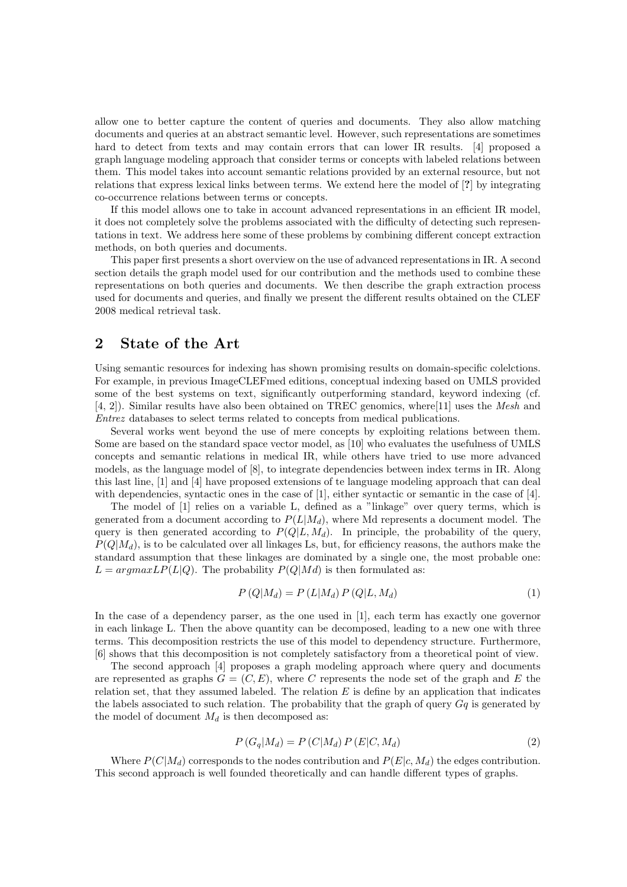allow one to better capture the content of queries and documents. They also allow matching documents and queries at an abstract semantic level. However, such representations are sometimes hard to detect from texts and may contain errors that can lower IR results. [4] proposed a graph language modeling approach that consider terms or concepts with labeled relations between them. This model takes into account semantic relations provided by an external resource, but not relations that express lexical links between terms. We extend here the model of [**?**] by integrating co-occurrence relations between terms or concepts.

If this model allows one to take in account advanced representations in an efficient IR model, it does not completely solve the problems associated with the difficulty of detecting such representations in text. We address here some of these problems by combining different concept extraction methods, on both queries and documents.

This paper first presents a short overview on the use of advanced representations in IR. A second section details the graph model used for our contribution and the methods used to combine these representations on both queries and documents. We then describe the graph extraction process used for documents and queries, and finally we present the different results obtained on the CLEF 2008 medical retrieval task.

## 2 State of the Art

Using semantic resources for indexing has shown promising results on domain-specific colelctions. For example, in previous ImageCLEFmed editions, conceptual indexing based on UMLS provided some of the best systems on text, significantly outperforming standard, keyword indexing (cf. [4, 2]). Similar results have also been obtained on TREC genomics, where[11] uses the *Mesh* and *Entrez* databases to select terms related to concepts from medical publications.

Several works went beyond the use of mere concepts by exploiting relations between them. Some are based on the standard space vector model, as [10] who evaluates the usefulness of UMLS concepts and semantic relations in medical IR, while others have tried to use more advanced models, as the language model of [8], to integrate dependencies between index terms in IR. Along this last line, [1] and [4] have proposed extensions of te language modeling approach that can deal with dependencies, syntactic ones in the case of [1], either syntactic or semantic in the case of [4].

The model of [1] relies on a variable L, defined as a "linkage" over query terms, which is generated from a document according to $P(L|M_d)$, where Md represents a document model. The query is then generated according to $P(Q|L, M_d)$. In principle, the probability of the query, $P(Q|M_d)$, is to be calculated over all linkages Ls, but, for efficiency reasons, the authors make the standard assumption that these linkages are dominated by a single one, the most probable one: $L = argmaxLP(L|Q)$. The probability $P(Q|Md)$ is then formulated as:

$$P\left(Q|M_d\right) = P\left(L|M_d\right) P\left(Q|L, M_d\right) \tag{1}$$

In the case of a dependency parser, as the one used in [1], each term has exactly one governor in each linkage L. Then the above quantity can be decomposed, leading to a new one with three terms. This decomposition restricts the use of this model to dependency structure. Furthermore, [6] shows that this decomposition is not completely satisfactory from a theoretical point of view.

The second approach [4] proposes a graph modeling approach where query and documents are represented as graphs $G = (C, E)$, where $C$ represents the node set of the graph and $E$ the relation set, that they assumed labeled. The relation $E$ is define by an application that indicates the labels associated to such relation. The probability that the graph of query $Gq$ is generated by the model of document $M_d$ is then decomposed as:

$$P\left(G_q|M_d\right) = P\left(C|M_d\right) P\left(E|C, M_d\right) \tag{2}$$

Where $P(C|M_d)$ corresponds to the nodes contribution and $P(E|c, M_d)$ the edges contribution. This second approach is well founded theoretically and can handle different types of graphs.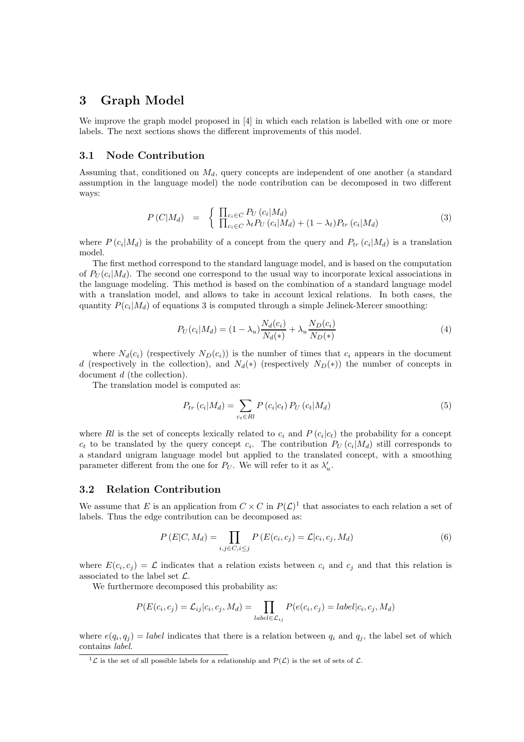## 3 Graph Model

We improve the graph model proposed in [4] in which each relation is labelled with one or more labels. The next sections shows the different improvements of this model.

### 3.1 Node Contribution

Assuming that, conditioned on $M_d$, query concepts are independent of one another (a standard assumption in the language model) the node contribution can be decomposed in two different ways:

$$P\left(C|M_d\right) \;=\; \left\{ \begin{array}{l} \prod_{c_i \in C} P_U\left(c_i|M_d\right) \\ \prod_{c_i \in C} \lambda_t P_U\left(c_i|M_d\right) + (1-\lambda_t) P_{tr}\left(c_i|M_d\right) \end{array} \right. \tag{3}$$

where $P\left(c_i|M_d\right)$ is the probability of a concept from the query and $P_{tr}\left(c_i|M_d\right)$ is a translation model.

The first method correspond to the standard language model, and is based on the computation of $P_U(c_i|M_d)$. The second one correspond to the usual way to incorporate lexical associations in the language modeling. This method is based on the combination of a standard language model with a translation model, and allows to take in account lexical relations. In both cases, the quantity $P(c_i|M_d)$ of equations 3 is computed through a simple Jelinek-Mercer smoothing:

$$P_U(c_i|M_d) = (1-\lambda_u)\frac{N_d(c_i)}{N_d(*)} + \lambda_u \frac{N_D(c_i)}{N_D(*)} \tag{4}$$

where $N_d(c_i)$ (respectively $N_D(c_i)$) is the number of times that $c_i$ appears in the document $d$ (respectively in the collection), and $N_d(*)$ (respectively $N_D(*)$) the number of concepts in document $d$ (the collection).

The translation model is computed as:

$$P_{tr}\left(c_i|M_d\right) = \sum_{c_t \in Rl} P\left(c_i|c_t\right) P_U\left(c_t|M_d\right) \tag{5}$$

where $Rl$ is the set of concepts lexically related to $c_i$ and $P\left(c_i|c_t\right)$ the probability for a concept $c_t$ to be translated by the query concept $c_i$. The contribution $P_U\left(c_i|M_d\right)$ still corresponds to a standard unigram language model but applied to the translated concept, with a smoothing parameter different from the one for $P_U$. We will refer to it as $\lambda'_u$.

### 3.2 Relation Contribution

We assume that $E$ is an application from $C \times C$ in $P(\mathcal{L})$[1] that associates to each relation a set of labels. Thus the edge contribution can be decomposed as:

$$P\left(E|C, M_d\right) = \prod_{i,j \in C, i \leq j} P\left(E(c_i, c_j) = \mathcal{L}|c_i, c_j, M_d\right) \tag{6}$$

where $E(c_i, c_j) = \mathcal{L}$ indicates that a relation exists between $c_i$ and $c_j$ and that this relation is associated to the label set $\mathcal{L}$.

We furthermore decomposed this probability as:

$$P(E(c_i, c_j) = \mathcal{L}_{ij}|c_i, c_j, M_d) = \prod_{label \in \mathcal{L}_{ij}} P(e(c_i, c_j) = label|c_i, c_j, M_d)$$

where $e(q_i, q_j) = label$ indicates that there is a relation between $q_i$ and $q_j$, the label set of which contains *label*.

[1] $\mathcal{L}$ is the set of all possible labels for a relationship and $\mathcal{P}(\mathcal{L})$ is the set of sets of $\mathcal{L}$.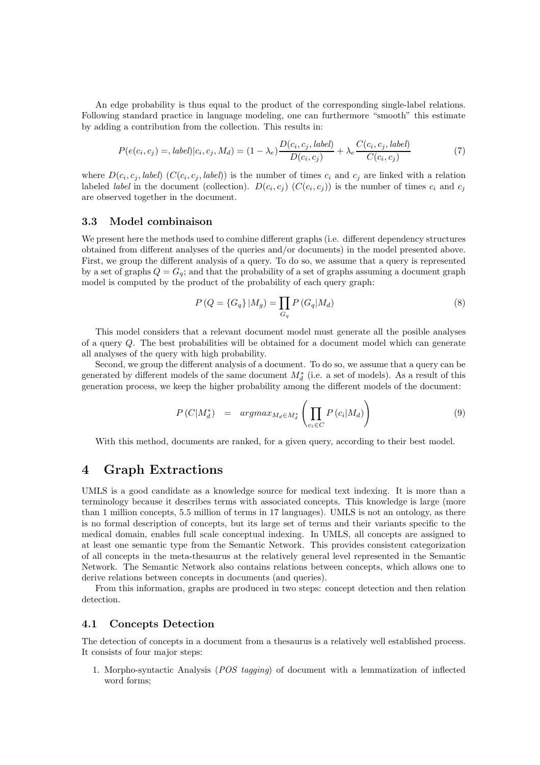An edge probability is thus equal to the product of the corresponding single-label relations. Following standard practice in language modeling, one can furthermore "smooth" this estimate by adding a contribution from the collection. This results in:

$$P(e(c_i, c_j) =, label)|c_i, c_j, M_d) = (1 - \lambda_e)\frac{D(c_i, c_j, label)}{D(c_i, c_j)} + \lambda_e \frac{C(c_i, c_j, label)}{C(c_i, c_j)} \quad (7)$$

where $D(c_i, c_j, label)$ ($C(c_i, c_j, label)$) is the number of times $c_i$ and $c_j$ are linked with a relation labeled *label* in the document (collection). $D(c_i, c_j)$ ($C(c_i, c_j)$) is the number of times $c_i$ and $c_j$ are observed together in the document.

### 3.3 Model combinaison

We present here the methods used to combine different graphs (i.e. different dependency structures obtained from different analyses of the queries and/or documents) in the model presented above. First, we group the different analysis of a query. To do so, we assume that a query is represented by a set of graphs $Q = G_q$; and that the probability of a set of graphs assuming a document graph model is computed by the product of the probability of each query graph:

$$P\left(Q = \{G_q\}\,|M_g\right) = \prod_{G_q} P\left(G_q|M_d\right) \quad (8)$$

This model considers that a relevant document model must generate all the posible analyses of a query $Q$. The best probabilities will be obtained for a document model which can generate all analyses of the query with high probability.

Second, we group the different analysis of a document. To do so, we assume that a query can be generated by different models of the same document $M_d^*$ (i.e. a set of models). As a result of this generation process, we keep the higher probability among the different models of the document:

$$P\left(C|M_d^*\right) \;=\; argmax_{M_d \in M_d^*}\left(\prod_{c_i \in C} P\left(c_i|M_d\right)\right) \quad (9)$$

With this method, documents are ranked, for a given query, according to their best model.

## 4 Graph Extractions

UMLS is a good candidate as a knowledge source for medical text indexing. It is more than a terminology because it describes terms with associated concepts. This knowledge is large (more than 1 million concepts, 5.5 million of terms in 17 languages). UMLS is not an ontology, as there is no formal description of concepts, but its large set of terms and their variants specific to the medical domain, enables full scale conceptual indexing. In UMLS, all concepts are assigned to at least one semantic type from the Semantic Network. This provides consistent categorization of all concepts in the meta-thesaurus at the relatively general level represented in the Semantic Network. The Semantic Network also contains relations between concepts, which allows one to derive relations between concepts in documents (and queries).

From this information, graphs are produced in two steps: concept detection and then relation detection.

### 4.1 Concepts Detection

The detection of concepts in a document from a thesaurus is a relatively well established process. It consists of four major steps:

1. Morpho-syntactic Analysis (*POS tagging*) of document with a lemmatization of inflected word forms;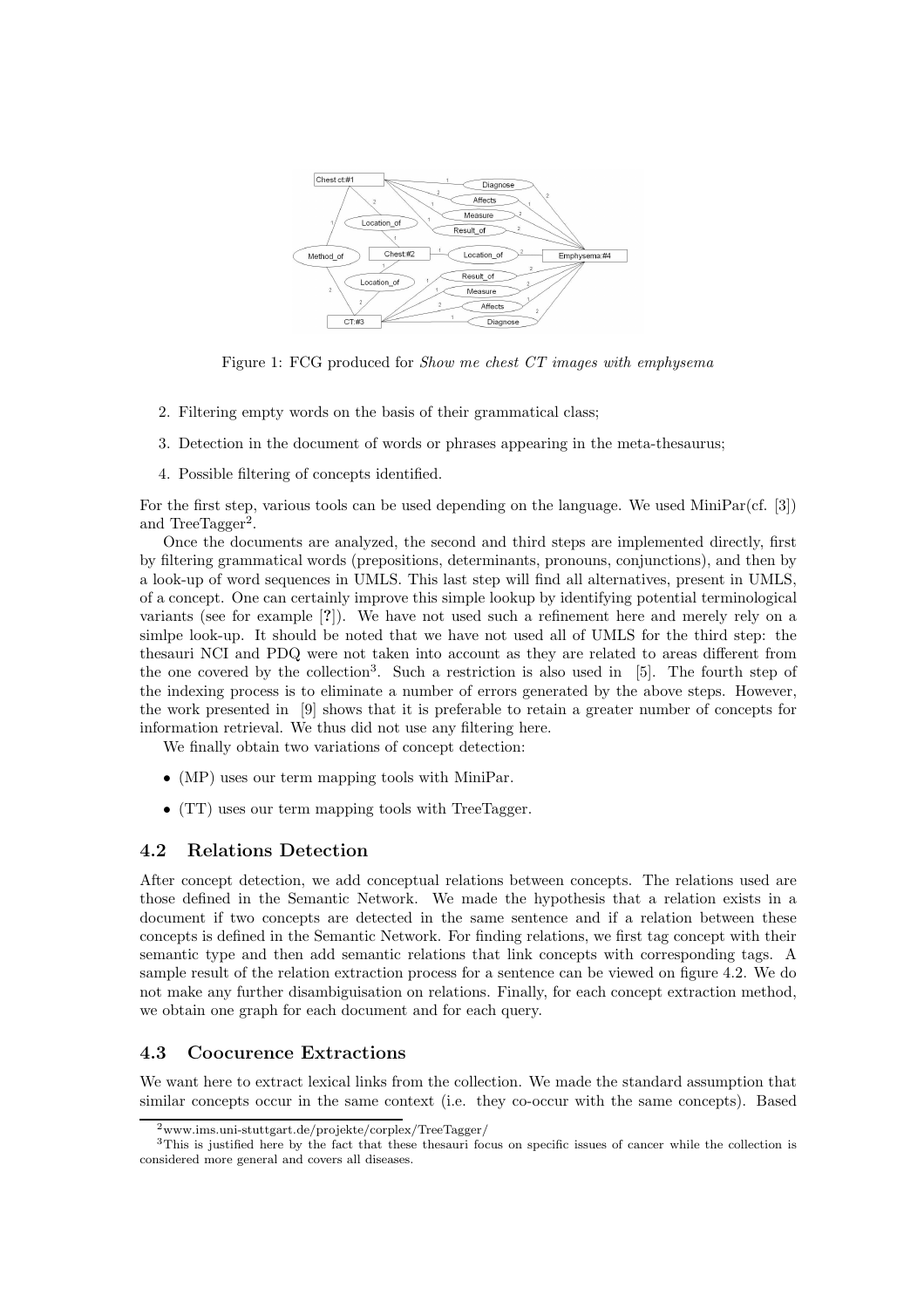Figure 1: FCG produced for *Show me chest CT images with emphysema*

2. Filtering empty words on the basis of their grammatical class;
3. Detection in the document of words or phrases appearing in the meta-thesaurus;
4. Possible filtering of concepts identified.

For the first step, various tools can be used depending on the language. We used MiniPar(cf. [3]) and TreeTagger[2].

Once the documents are analyzed, the second and third steps are implemented directly, first by filtering grammatical words (prepositions, determinants, pronouns, conjunctions), and then by a look-up of word sequences in UMLS. This last step will find all alternatives, present in UMLS, of a concept. One can certainly improve this simple lookup by identifying potential terminological variants (see for example [?]). We have not used such a refinement here and merely rely on a simlpe look-up. It should be noted that we have not used all of UMLS for the third step: the thesauri NCI and PDQ were not taken into account as they are related to areas different from the one covered by the collection[3]. Such a restriction is also used in [5]. The fourth step of the indexing process is to eliminate a number of errors generated by the above steps. However, the work presented in [9] shows that it is preferable to retain a greater number of concepts for information retrieval. We thus did not use any filtering here.

We finally obtain two variations of concept detection:

- (MP) uses our term mapping tools with MiniPar.
- (TT) uses our term mapping tools with TreeTagger.

### 4.2 Relations Detection

After concept detection, we add conceptual relations between concepts. The relations used are those defined in the Semantic Network. We made the hypothesis that a relation exists in a document if two concepts are detected in the same sentence and if a relation between these concepts is defined in the Semantic Network. For finding relations, we first tag concept with their semantic type and then add semantic relations that link concepts with corresponding tags. A sample result of the relation extraction process for a sentence can be viewed on figure 4.2. We do not make any further disambiguisation on relations. Finally, for each concept extraction method, we obtain one graph for each document and for each query.

### 4.3 Coocurence Extractions

We want here to extract lexical links from the collection. We made the standard assumption that similar concepts occur in the same context (i.e. they co-occur with the same concepts). Based

[2] www.ims.uni-stuttgart.de/projekte/corplex/TreeTagger/

[3] This is justified here by the fact that these thesauri focus on specific issues of cancer while the collection is considered more general and covers all diseases.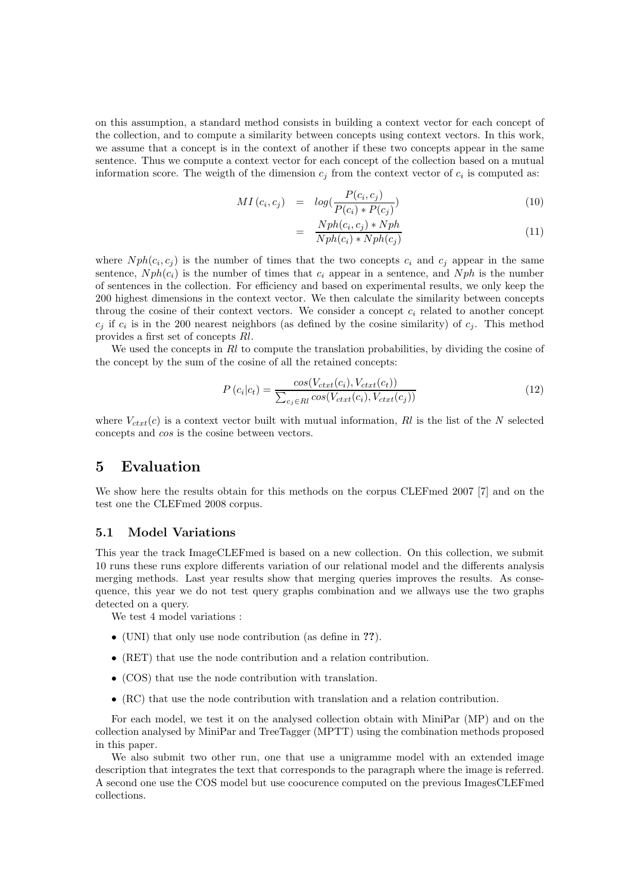on this assumption, a standard method consists in building a context vector for each concept of the collection, and to compute a similarity between concepts using context vectors. In this work, we assume that a concept is in the context of another if these two concepts appear in the same sentence. Thus we compute a context vector for each concept of the collection based on a mutual information score. The weigth of the dimension $c_j$ from the context vector of $c_i$ is computed as:

$$MI(c_i, c_j) = log(\frac{P(c_i, c_j)}{P(c_i) * P(c_j)}) \tag{10}$$

$$= \frac{Nph(c_i, c_j) * Nph}{Nph(c_i) * Nph(c_j)} \tag{11}$$

where $Nph(c_i, c_j)$ is the number of times that the two concepts $c_i$ and $c_j$ appear in the same sentence, $Nph(c_i)$ is the number of times that $c_i$ appear in a sentence, and $Nph$ is the number of sentences in the collection. For efficiency and based on experimental results, we only keep the 200 highest dimensions in the context vector. We then calculate the similarity between concepts throug the cosine of their context vectors. We consider a concept $c_i$ related to another concept $c_j$ if $c_i$ is in the 200 nearest neighbors (as defined by the cosine similarity) of $c_j$. This method provides a first set of concepts *Rl*.

We used the concepts in *Rl* to compute the translation probabilities, by dividing the cosine of the concept by the sum of the cosine of all the retained concepts:

$$P(c_i|c_t) = \frac{cos(V_{ctxt}(c_i), V_{ctxt}(c_t))}{\sum_{c_j \in Rl} cos(V_{ctxt}(c_i), V_{ctxt}(c_j))} \tag{12}$$

where $V_{ctxt}(c)$ is a context vector built with mutual information, *Rl* is the list of the $N$ selected concepts and *cos* is the cosine between vectors.

# 5 Evaluation

We show here the results obtain for this methods on the corpus CLEFmed 2007 [7] and on the test one the CLEFmed 2008 corpus.

## 5.1 Model Variations

This year the track ImageCLEFmed is based on a new collection. On this collection, we submit 10 runs these runs explore differents variation of our relational model and the differents analysis merging methods. Last year results show that merging queries improves the results. As consequence, this year we do not test query graphs combination and we allways use the two graphs detected on a query.

We test 4 model variations :

- (UNI) that only use node contribution (as define in **??**).
- (RET) that use the node contribution and a relation contribution.
- (COS) that use the node contribution with translation.
- (RC) that use the node contribution with translation and a relation contribution.

For each model, we test it on the analysed collection obtain with MiniPar (MP) and on the collection analysed by MiniPar and TreeTagger (MPTT) using the combination methods proposed in this paper.

We also submit two other run, one that use a unigramme model with an extended image description that integrates the text that corresponds to the paragraph where the image is referred. A second one use the COS model but use coocurence computed on the previous ImagesCLEFmed collections.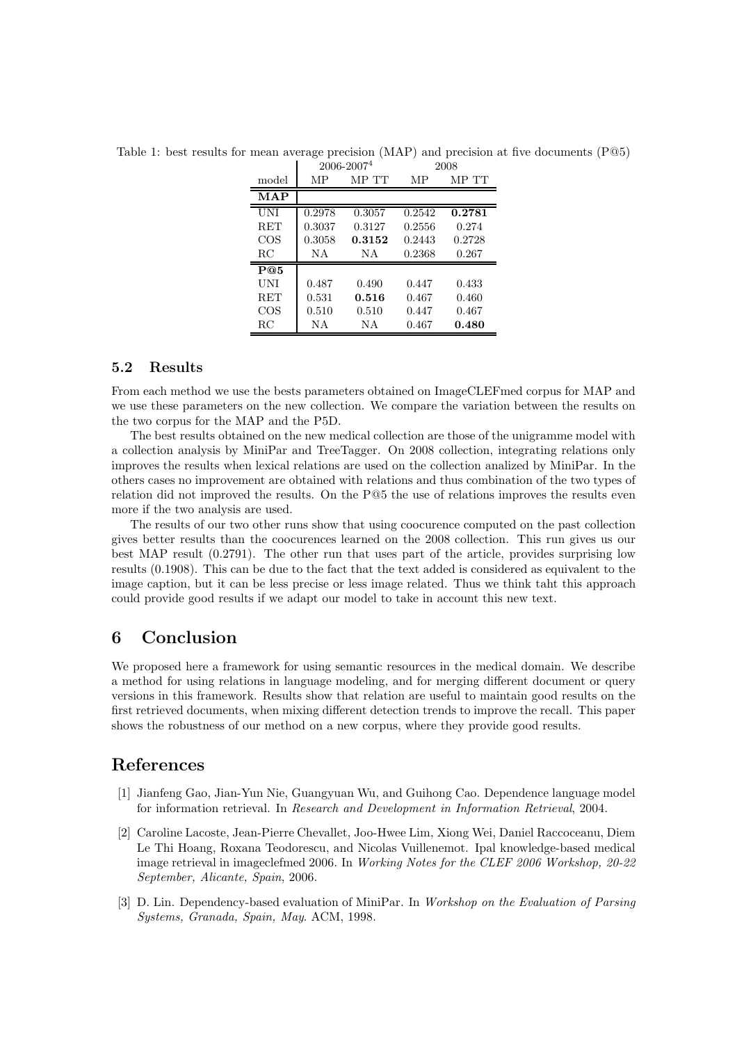Table 1: best results for mean average precision (MAP) and precision at five documents (P@5)

| | 2006-2007[4] | | 2008 | |
|---|---|---|---|---|
| model | MP | MP TT | MP | MP TT |
| **MAP** | | | | |
| UNI | 0.2978 | 0.3057 | 0.2542 | **0.2781** |
| RET | 0.3037 | 0.3127 | 0.2556 | 0.274 |
| COS | 0.3058 | **0.3152** | 0.2443 | 0.2728 |
| RC | NA | NA | 0.2368 | 0.267 |
| **P@5** | | | | |
| UNI | 0.487 | 0.490 | 0.447 | 0.433 |
| RET | 0.531 | **0.516** | 0.467 | 0.460 |
| COS | 0.510 | 0.510 | 0.447 | 0.467 |
| RC | NA | NA | 0.467 | **0.480** |

### 5.2 Results

From each method we use the bests parameters obtained on ImageCLEFmed corpus for MAP and we use these parameters on the new collection. We compare the variation between the results on the two corpus for the MAP and the P5D.

The best results obtained on the new medical collection are those of the unigramme model with a collection analysis by MiniPar and TreeTagger. On 2008 collection, integrating relations only improves the results when lexical relations are used on the collection analized by MiniPar. In the others cases no improvement are obtained with relations and thus combination of the two types of relation did not improved the results. On the P@5 the use of relations improves the results even more if the two analysis are used.

The results of our two other runs show that using coocurence computed on the past collection gives better results than the coocurences learned on the 2008 collection. This run gives us our best MAP result (0.2791). The other run that uses part of the article, provides surprising low results (0.1908). This can be due to the fact that the text added is considered as equivalent to the image caption, but it can be less precise or less image related. Thus we think taht this approach could provide good results if we adapt our model to take in account this new text.

## 6 Conclusion

We proposed here a framework for using semantic resources in the medical domain. We describe a method for using relations in language modeling, and for merging different document or query versions in this framework. Results show that relation are useful to maintain good results on the first retrieved documents, when mixing different detection trends to improve the recall. This paper shows the robustness of our method on a new corpus, where they provide good results.

## References

[1] Jianfeng Gao, Jian-Yun Nie, Guangyuan Wu, and Guihong Cao. Dependence language model for information retrieval. In *Research and Development in Information Retrieval*, 2004.

[2] Caroline Lacoste, Jean-Pierre Chevallet, Joo-Hwee Lim, Xiong Wei, Daniel Raccoceanu, Diem Le Thi Hoang, Roxana Teodorescu, and Nicolas Vuillenemot. Ipal knowledge-based medical image retrieval in imageclefmed 2006. In *Working Notes for the CLEF 2006 Workshop, 20-22 September, Alicante, Spain*, 2006.

[3] D. Lin. Dependency-based evaluation of MiniPar. In *Workshop on the Evaluation of Parsing Systems, Granada, Spain, May*. ACM, 1998.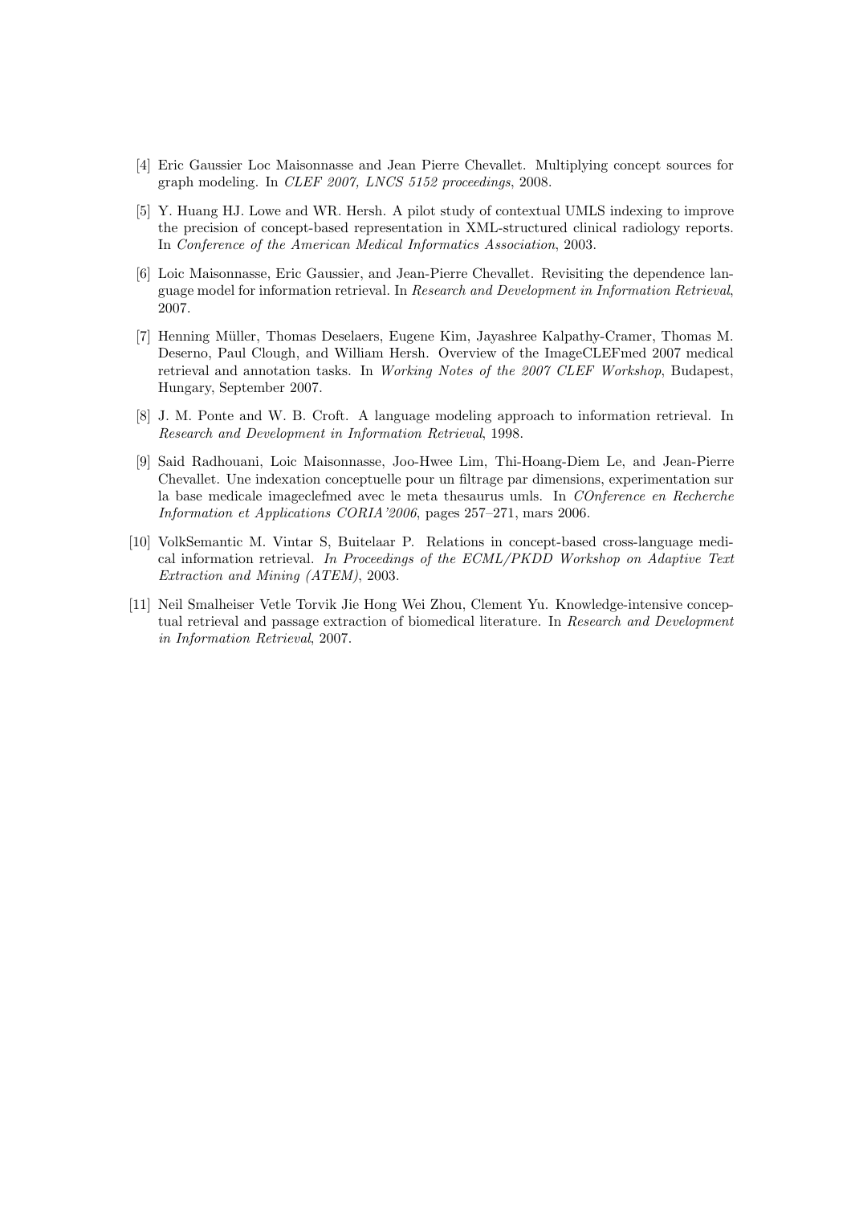[4] Eric Gaussier Loc Maisonnasse and Jean Pierre Chevallet. Multiplying concept sources for graph modeling. In *CLEF 2007, LNCS 5152 proceedings*, 2008.

[5] Y. Huang HJ. Lowe and WR. Hersh. A pilot study of contextual UMLS indexing to improve the precision of concept-based representation in XML-structured clinical radiology reports. In *Conference of the American Medical Informatics Association*, 2003.

[6] Loic Maisonnasse, Eric Gaussier, and Jean-Pierre Chevallet. Revisiting the dependence language model for information retrieval. In *Research and Development in Information Retrieval*, 2007.

[7] Henning Müller, Thomas Deselaers, Eugene Kim, Jayashree Kalpathy-Cramer, Thomas M. Deserno, Paul Clough, and William Hersh. Overview of the ImageCLEFmed 2007 medical retrieval and annotation tasks. In *Working Notes of the 2007 CLEF Workshop*, Budapest, Hungary, September 2007.

[8] J. M. Ponte and W. B. Croft. A language modeling approach to information retrieval. In *Research and Development in Information Retrieval*, 1998.

[9] Said Radhouani, Loic Maisonnasse, Joo-Hwee Lim, Thi-Hoang-Diem Le, and Jean-Pierre Chevallet. Une indexation conceptuelle pour un filtrage par dimensions, experimentation sur la base medicale imageclefmed avec le meta thesaurus umls. In *COnference en Recherche Information et Applications CORIA'2006*, pages 257–271, mars 2006.

[10] VolkSemantic M. Vintar S, Buitelaar P. Relations in concept-based cross-language medical information retrieval. *In Proceedings of the ECML/PKDD Workshop on Adaptive Text Extraction and Mining (ATEM)*, 2003.

[11] Neil Smalheiser Vetle Torvik Jie Hong Wei Zhou, Clement Yu. Knowledge-intensive conceptual retrieval and passage extraction of biomedical literature. In *Research and Development in Information Retrieval*, 2007.